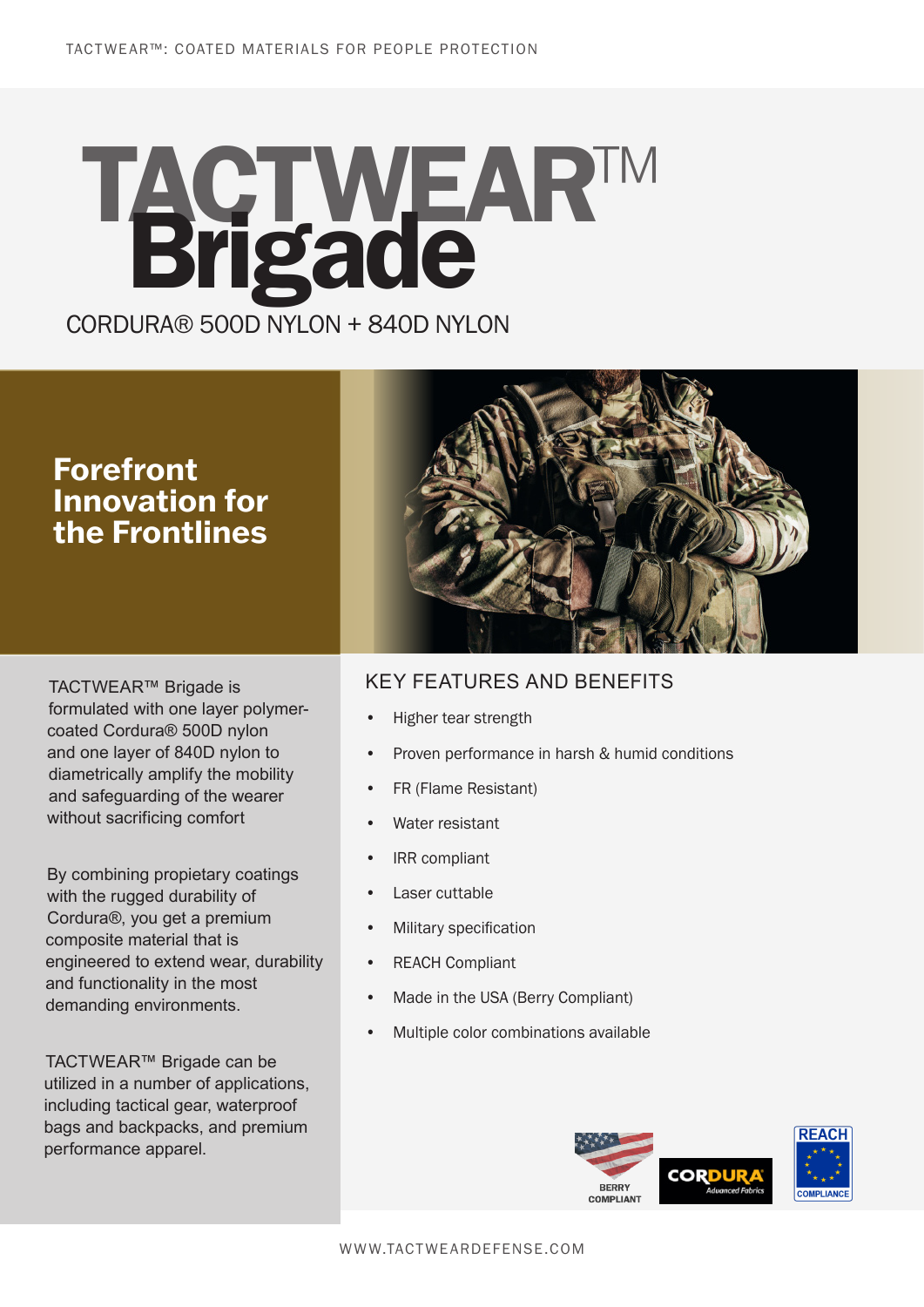# TACTWEAR™ Brigade

CORDURA® 500D NYLON + 840D NYLON

## Forefront Innovation for the Frontlines

TACTWEAR™ Brigade is formulated with one layer polymer-coated Cordura® 500D nylon and one layer of 840D nylon to diametrically amplify the mobility and safeguarding of the wearer without sacrificing comfort

By combining propietary coatings with the rugged durability of Cordura®, you get a premium composite material that is engineered to extend wear, durability and functionality in the most demanding environments.

TACTWEAR™ Brigade can be utilized in a number of applications, including tactical gear, waterproof bags and backpacks, and premium performance apparel.

## KEY FEATURES AND BENEFITS

- Higher tear strength
- Proven performance in harsh & humid conditions
- FR (Flame Resistant)
- Water resistant
- IRR compliant
- Laser cuttable
- Military specification
- REACH Compliant
- Made in the USA (Berry Compliant)
- Multiple color combinations available

BERRY COMPLIANT | CORDURA Advanced Fabrics | REACH COMPLIANCE

WWW.TACTWEARDEFENSE.COM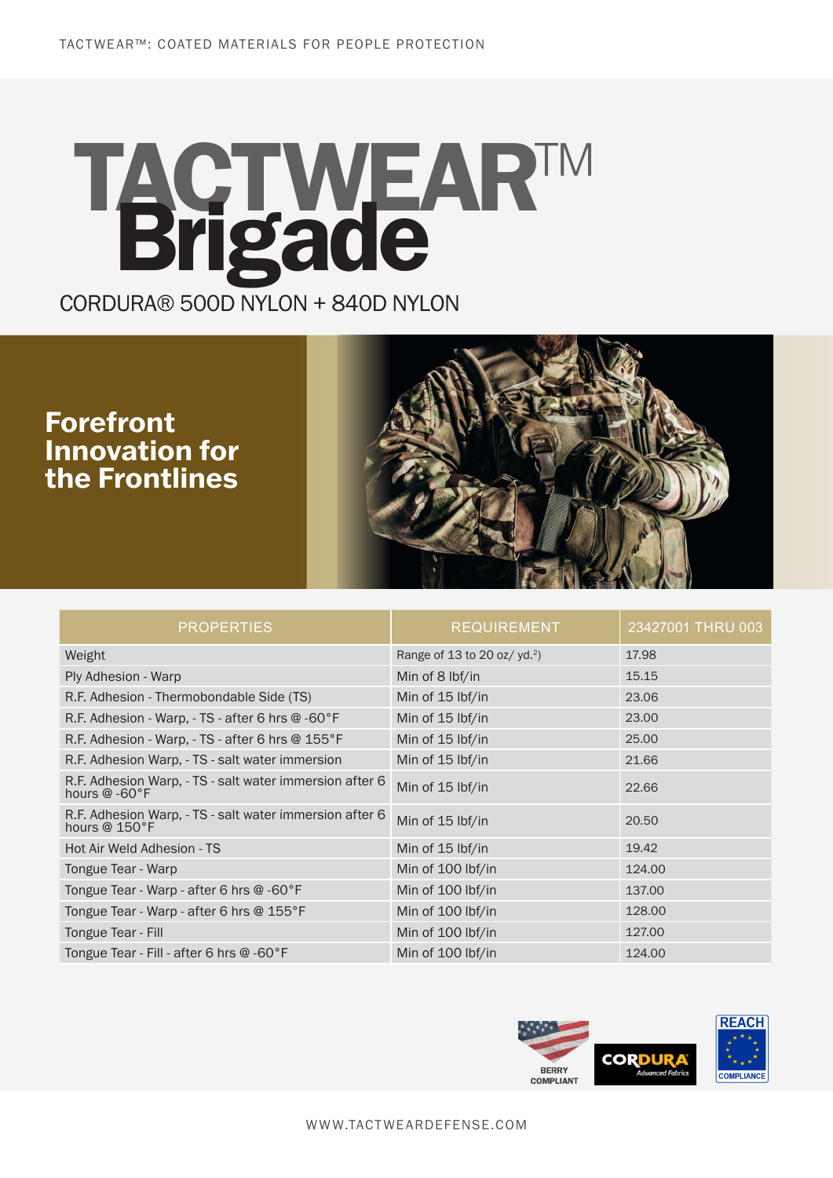# TACTWEAR™ Brigade

CORDURA® 500D NYLON + 840D NYLON

## Forefront Innovation for the Frontlines

| PROPERTIES | REQUIREMENT | 23427001 THRU 003 |
|---|---|---|
| Weight | Range of 13 to 20 oz/ yd.²) | 17.98 |
| Ply Adhesion - Warp | Min of 8 lbf/in | 15.15 |
| R.F. Adhesion - Thermobondable Side (TS) | Min of 15 lbf/in | 23.06 |
| R.F. Adhesion - Warp, - TS - after 6 hrs @ -60°F | Min of 15 lbf/in | 23.00 |
| R.F. Adhesion - Warp, - TS - after 6 hrs @ 155°F | Min of 15 lbf/in | 25.00 |
| R.F. Adhesion Warp, - TS - salt water immersion | Min of 15 lbf/in | 21.66 |
| R.F. Adhesion Warp, - TS - salt water immersion after 6 hours @ -60°F | Min of 15 lbf/in | 22.66 |
| R.F. Adhesion Warp, - TS - salt water immersion after 6 hours @ 150°F | Min of 15 lbf/in | 20.50 |
| Hot Air Weld Adhesion - TS | Min of 15 lbf/in | 19.42 |
| Tongue Tear - Warp | Min of 100 lbf/in | 124.00 |
| Tongue Tear - Warp - after 6 hrs @ -60°F | Min of 100 lbf/in | 137.00 |
| Tongue Tear - Warp - after 6 hrs @ 155°F | Min of 100 lbf/in | 128.00 |
| Tongue Tear - Fill | Min of 100 lbf/in | 127.00 |
| Tongue Tear - Fill - after 6 hrs @ -60°F | Min of 100 lbf/in | 124.00 |

BERRY COMPLIANT · CORDURA Advanced Fabrics · REACH COMPLIANCE

WWW.TACTWEARDEFENSE.COM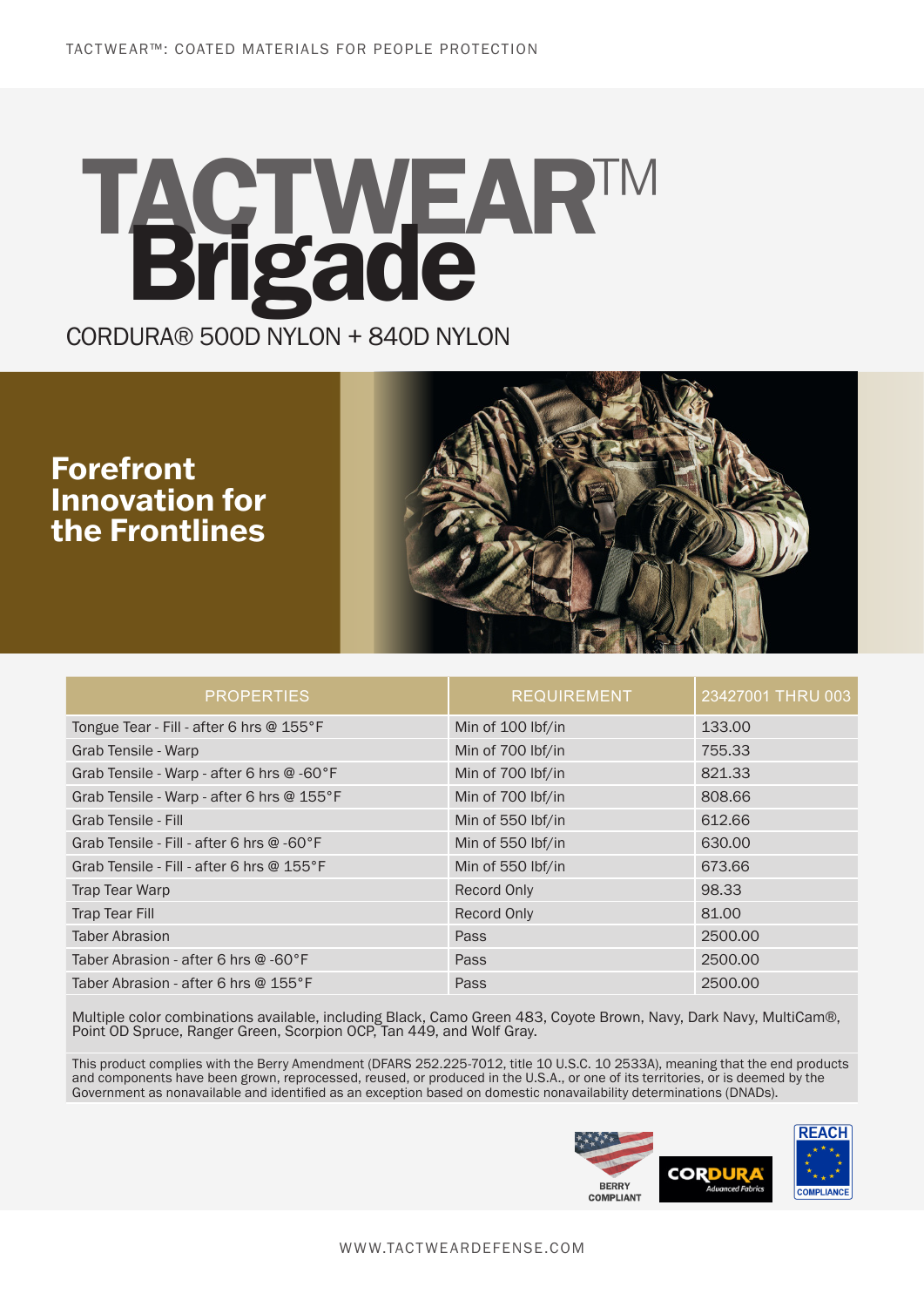TACTWEAR™: COATED MATERIALS FOR PEOPLE PROTECTION

# TACTWEAR™ Brigade

CORDURA® 500D NYLON + 840D NYLON

## Forefront Innovation for the Frontlines

| PROPERTIES | REQUIREMENT | 23427001 THRU 003 |
|---|---|---|
| Tongue Tear - Fill - after 6 hrs @ 155°F | Min of 100 lbf/in | 133.00 |
| Grab Tensile - Warp | Min of 700 lbf/in | 755.33 |
| Grab Tensile - Warp - after 6 hrs @ -60°F | Min of 700 lbf/in | 821.33 |
| Grab Tensile - Warp - after 6 hrs @ 155°F | Min of 700 lbf/in | 808.66 |
| Grab Tensile - Fill | Min of 550 lbf/in | 612.66 |
| Grab Tensile - Fill - after 6 hrs @ -60°F | Min of 550 lbf/in | 630.00 |
| Grab Tensile - Fill - after 6 hrs @ 155°F | Min of 550 lbf/in | 673.66 |
| Trap Tear Warp | Record Only | 98.33 |
| Trap Tear Fill | Record Only | 81.00 |
| Taber Abrasion | Pass | 2500.00 |
| Taber Abrasion - after 6 hrs @ -60°F | Pass | 2500.00 |
| Taber Abrasion - after 6 hrs @ 155°F | Pass | 2500.00 |

Multiple color combinations available, including Black, Camo Green 483, Coyote Brown, Navy, Dark Navy, MultiCam®, Point OD Spruce, Ranger Green, Scorpion OCP, Tan 449, and Wolf Gray.

This product complies with the Berry Amendment (DFARS 252.225-7012, title 10 U.S.C. 10 2533A), meaning that the end products and components have been grown, reprocessed, reused, or produced in the U.S.A., or one of its territories, or is deemed by the Government as nonavailable and identified as an exception based on domestic nonavailability determinations (DNADs).

BERRY COMPLIANT

CORDURA Advanced Fabrics

REACH COMPLIANCE

WWW.TACTWEARDEFENSE.COM